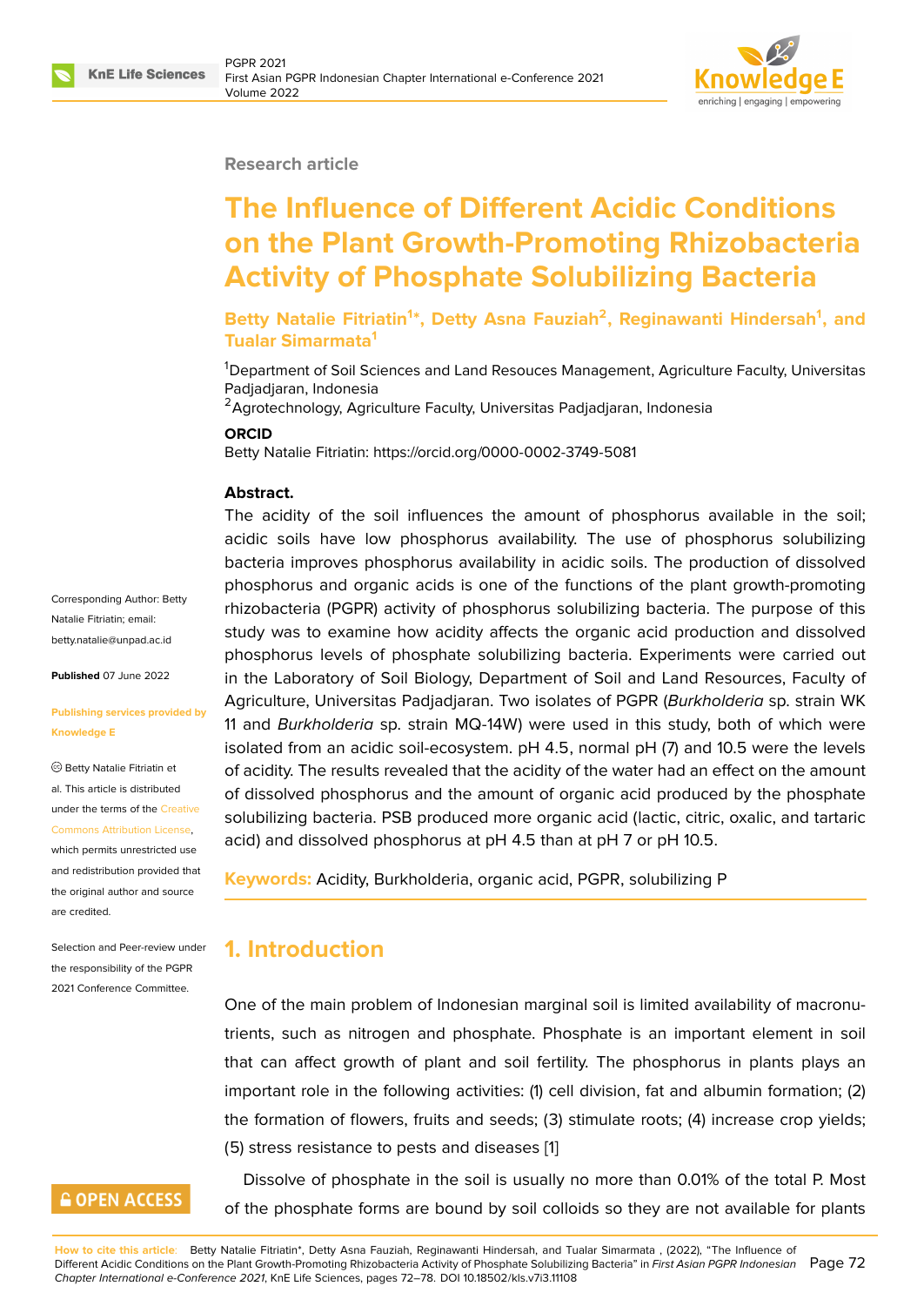Research article

# The Influence of Different Acidic Conditions on the Plant Growth-Promoting Rhizobacteria Activity of Phosphate Solubilizing Bacteria

**Betty Natalie Fitriatin[1]*, Detty Asna Fauziah[2], Reginawanti Hindersah[1], and Tualar Simarmata[1]**

[1]Department of Soil Sciences and Land Resouces Management, Agriculture Faculty, Universitas Padjadjaran, Indonesia
[2]Agrotechnology, Agriculture Faculty, Universitas Padjadjaran, Indonesia

**ORCID**
Betty Natalie Fitriatin: https://orcid.org/0000-0002-3749-5081

Corresponding Author: Betty Natalie Fitriatin; email: betty.natalie@unpad.ac.id

**Published** 07 June 2022

**Publishing services provided by Knowledge E**

© Betty Natalie Fitriatin et al. This article is distributed under the terms of the Creative Commons Attribution License, which permits unrestricted use and redistribution provided that the original author and source are credited.

Selection and Peer-review under the responsibility of the PGPR 2021 Conference Committee.

**Abstract.**
The acidity of the soil influences the amount of phosphorus available in the soil; acidic soils have low phosphorus availability. The use of phosphorus solubilizing bacteria improves phosphorus availability in acidic soils. The production of dissolved phosphorus and organic acids is one of the functions of the plant growth-promoting rhizobacteria (PGPR) activity of phosphorus solubilizing bacteria. The purpose of this study was to examine how acidity affects the organic acid production and dissolved phosphorus levels of phosphate solubilizing bacteria. Experiments were carried out in the Laboratory of Soil Biology, Department of Soil and Land Resources, Faculty of Agriculture, Universitas Padjadjaran. Two isolates of PGPR (*Burkholderia* sp. strain WK 11 and *Burkholderia* sp. strain MQ-14W) were used in this study, both of which were isolated from an acidic soil-ecosystem. pH 4.5, normal pH (7) and 10.5 were the levels of acidity. The results revealed that the acidity of the water had an effect on the amount of dissolved phosphorus and the amount of organic acid produced by the phosphate solubilizing bacteria. PSB produced more organic acid (lactic, citric, oxalic, and tartaric acid) and dissolved phosphorus at pH 4.5 than at pH 7 or pH 10.5.

**Keywords:** Acidity, Burkholderia, organic acid, PGPR, solubilizing P

## 1. Introduction

One of the main problem of Indonesian marginal soil is limited availability of macronutrients, such as nitrogen and phosphate. Phosphate is an important element in soil that can affect growth of plant and soil fertility. The phosphorus in plants plays an important role in the following activities: (1) cell division, fat and albumin formation; (2) the formation of flowers, fruits and seeds; (3) stimulate roots; (4) increase crop yields; (5) stress resistance to pests and diseases [1]

Dissolve of phosphate in the soil is usually no more than 0.01% of the total P. Most of the phosphate forms are bound by soil colloids so they are not available for plants

**How to cite this article**: Betty Natalie Fitriatin*, Detty Asna Fauziah, Reginawanti Hindersah, and Tualar Simarmata , (2022), "The Influence of Different Acidic Conditions on the Plant Growth-Promoting Rhizobacteria Activity of Phosphate Solubilizing Bacteria" in *First Asian PGPR Indonesian Chapter International e-Conference 2021*, KnE Life Sciences, pages 72–78. DOI 10.18502/kls.v7i3.11108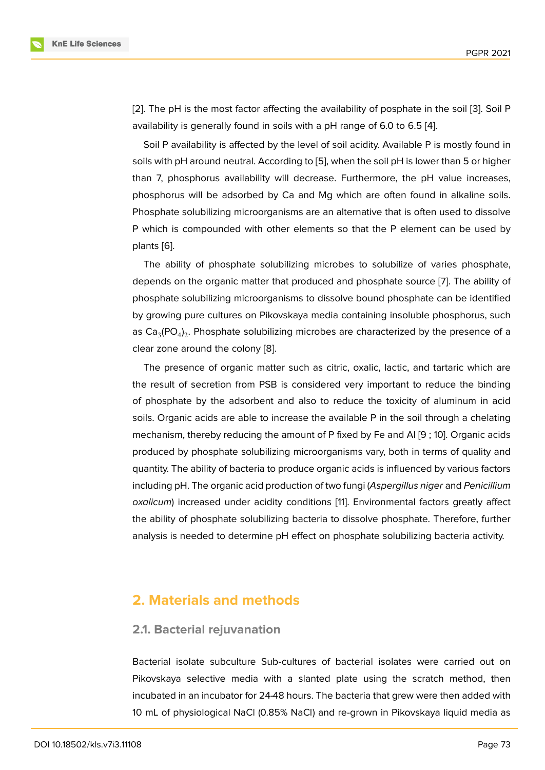[2]. The pH is the most factor affecting the availability of posphate in the soil [3]. Soil P availability is generally found in soils with a pH range of 6.0 to 6.5 [4].

Soil P availability is affected by the level of soil acidity. Available P is mostly found in soils with pH around neutral. According to [5], when the soil pH is lower than 5 or higher than 7, phosphorus availability will decrease. Furthermore, the pH value increases, phosphorus will be adsorbed by Ca and Mg which are often found in alkaline soils. Phosphate solubilizing microorganisms are an alternative that is often used to dissolve P which is compounded with other elements so that the P element can be used by plants [6].

The ability of phosphate solubilizing microbes to solubilize of varies phosphate, depends on the organic matter that produced and phosphate source [7]. The ability of phosphate solubilizing microorganisms to dissolve bound phosphate can be identified by growing pure cultures on Pikovskaya media containing insoluble phosphorus, such as $Ca_3(PO_4)_2$. Phosphate solubilizing microbes are characterized by the presence of a clear zone around the colony [8].

The presence of organic matter such as citric, oxalic, lactic, and tartaric which are the result of secretion from PSB is considered very important to reduce the binding of phosphate by the adsorbent and also to reduce the toxicity of aluminum in acid soils. Organic acids are able to increase the available P in the soil through a chelating mechanism, thereby reducing the amount of P fixed by Fe and Al [9 ; 10]. Organic acids produced by phosphate solubilizing microorganisms vary, both in terms of quality and quantity. The ability of bacteria to produce organic acids is influenced by various factors including pH. The organic acid production of two fungi (*Aspergillus niger* and *Penicillium oxalicum*) increased under acidity conditions [11]. Environmental factors greatly affect the ability of phosphate solubilizing bacteria to dissolve phosphate. Therefore, further analysis is needed to determine pH effect on phosphate solubilizing bacteria activity.

## 2. Materials and methods

### 2.1. Bacterial rejuvanation

Bacterial isolate subculture Sub-cultures of bacterial isolates were carried out on Pikovskaya selective media with a slanted plate using the scratch method, then incubated in an incubator for 24-48 hours. The bacteria that grew were then added with 10 mL of physiological NaCl (0.85% NaCl) and re-grown in Pikovskaya liquid media as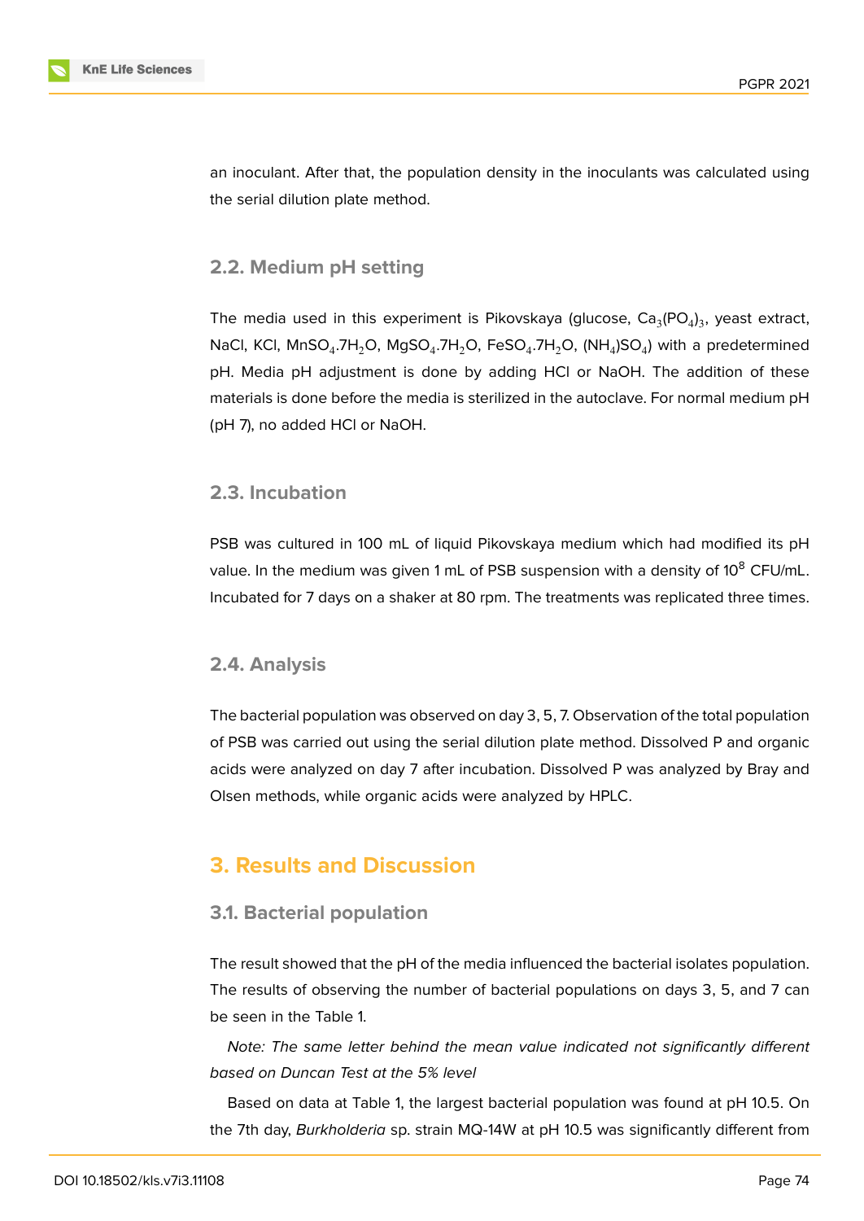an inoculant. After that, the population density in the inoculants was calculated using the serial dilution plate method.

### 2.2. Medium pH setting

The media used in this experiment is Pikovskaya (glucose, $Ca_3(PO_4)_3$, yeast extract, NaCl, KCl, $MnSO_4.7H_2O$, $MgSO_4.7H_2O$, $FeSO_4.7H_2O$, $(NH_4)SO_4$) with a predetermined pH. Media pH adjustment is done by adding HCl or NaOH. The addition of these materials is done before the media is sterilized in the autoclave. For normal medium pH (pH 7), no added HCl or NaOH.

### 2.3. Incubation

PSB was cultured in 100 mL of liquid Pikovskaya medium which had modified its pH value. In the medium was given 1 mL of PSB suspension with a density of $10^8$ CFU/mL. Incubated for 7 days on a shaker at 80 rpm. The treatments was replicated three times.

### 2.4. Analysis

The bacterial population was observed on day 3, 5, 7. Observation of the total population of PSB was carried out using the serial dilution plate method. Dissolved P and organic acids were analyzed on day 7 after incubation. Dissolved P was analyzed by Bray and Olsen methods, while organic acids were analyzed by HPLC.

## 3. Results and Discussion

### 3.1. Bacterial population

The result showed that the pH of the media influenced the bacterial isolates population. The results of observing the number of bacterial populations on days 3, 5, and 7 can be seen in the Table 1.

*Note: The same letter behind the mean value indicated not significantly different based on Duncan Test at the 5% level*

Based on data at Table 1, the largest bacterial population was found at pH 10.5. On the 7th day, *Burkholderia* sp. strain MQ-14W at pH 10.5 was significantly different from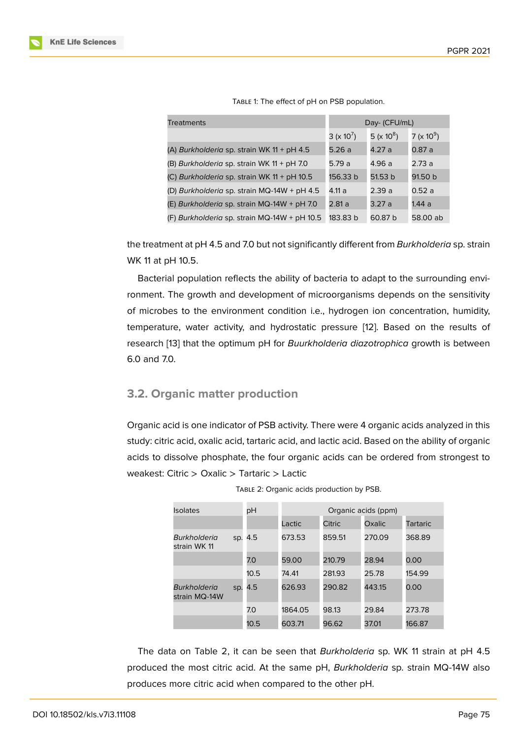Table 1: The effect of pH on PSB population.

| Treatments | Day- (CFU/mL) | | |
|---|---|---|---|
| | 3 (x $10^7$) | 5 (x $10^8$) | 7 (x $10^9$) |
| (A) *Burkholderia* sp. strain WK 11 + pH 4.5 | 5.26 a | 4.27 a | 0.87 a |
| (B) *Burkholderia* sp. strain WK 11 + pH 7.0 | 5.79 a | 4.96 a | 2.73 a |
| (C) *Burkholderia* sp. strain WK 11 + pH 10.5 | 156.33 b | 51.53 b | 91.50 b |
| (D) *Burkholderia* sp. strain MQ-14W + pH 4.5 | 4.11 a | 2.39 a | 0.52 a |
| (E) *Burkholderia* sp. strain MQ-14W + pH 7.0 | 2.81 a | 3.27 a | 1.44 a |
| (F) *Burkholderia* sp. strain MQ-14W + pH 10.5 | 183.83 b | 60.87 b | 58.00 ab |

the treatment at pH 4.5 and 7.0 but not significantly different from *Burkholderia* sp. strain WK 11 at pH 10.5.

Bacterial population reflects the ability of bacteria to adapt to the surrounding environment. The growth and development of microorganisms depends on the sensitivity of microbes to the environment condition i.e., hydrogen ion concentration, humidity, temperature, water activity, and hydrostatic pressure [12]. Based on the results of research [13] that the optimum pH for *Buurkholderia diazotrophica* growth is between 6.0 and 7.0.

## 3.2. Organic matter production

Organic acid is one indicator of PSB activity. There were 4 organic acids analyzed in this study: citric acid, oxalic acid, tartaric acid, and lactic acid. Based on the ability of organic acids to dissolve phosphate, the four organic acids can be ordered from strongest to weakest: Citric > Oxalic > Tartaric > Lactic

Table 2: Organic acids production by PSB.

| Isolates | pH | Organic acids (ppm) | | | |
|---|---|---|---|---|---|
| | | Lactic | Citric | Oxalic | Tartaric |
| *Burkholderia* sp. strain WK 11 | 4.5 | 673.53 | 859.51 | 270.09 | 368.89 |
| | 7.0 | 59.00 | 210.79 | 28.94 | 0.00 |
| | 10.5 | 74.41 | 281.93 | 25.78 | 154.99 |
| *Burkholderia* sp. strain MQ-14W | 4.5 | 626.93 | 290.82 | 443.15 | 0.00 |
| | 7.0 | 1864.05 | 98.13 | 29.84 | 273.78 |
| | 10.5 | 603.71 | 96.62 | 37.01 | 166.87 |

The data on Table 2, it can be seen that *Burkholderia* sp. WK 11 strain at pH 4.5 produced the most citric acid. At the same pH, *Burkholderia* sp. strain MQ-14W also produces more citric acid when compared to the other pH.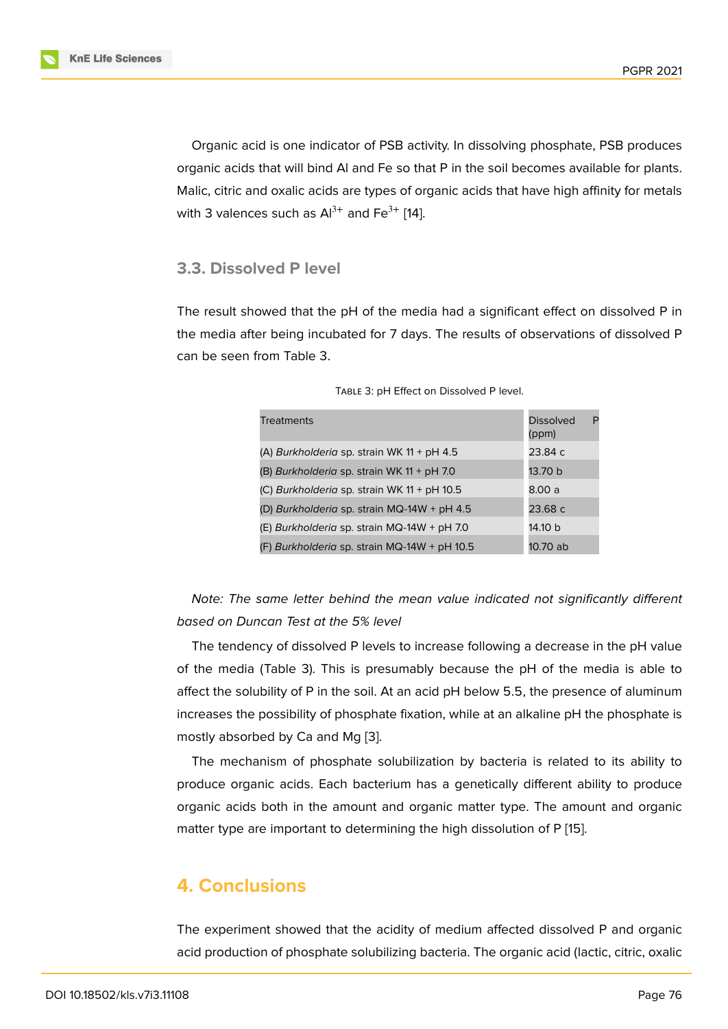Organic acid is one indicator of PSB activity. In dissolving phosphate, PSB produces organic acids that will bind Al and Fe so that P in the soil becomes available for plants. Malic, citric and oxalic acids are types of organic acids that have high affinity for metals with 3 valences such as $Al^{3+}$ and $Fe^{3+}$ [14].

### 3.3. Dissolved P level

The result showed that the pH of the media had a significant effect on dissolved P in the media after being incubated for 7 days. The results of observations of dissolved P can be seen from Table 3.

Table 3: pH Effect on Dissolved P level.

| Treatments | Dissolved P (ppm) |
|---|---|
| (A) *Burkholderia* sp. strain WK 11 + pH 4.5 | 23.84 c |
| (B) *Burkholderia* sp. strain WK 11 + pH 7.0 | 13.70 b |
| (C) *Burkholderia* sp. strain WK 11 + pH 10.5 | 8.00 a |
| (D) *Burkholderia* sp. strain MQ-14W + pH 4.5 | 23.68 c |
| (E) *Burkholderia* sp. strain MQ-14W + pH 7.0 | 14.10 b |
| (F) *Burkholderia* sp. strain MQ-14W + pH 10.5 | 10.70 ab |

*Note: The same letter behind the mean value indicated not significantly different based on Duncan Test at the 5% level*

The tendency of dissolved P levels to increase following a decrease in the pH value of the media (Table 3). This is presumably because the pH of the media is able to affect the solubility of P in the soil. At an acid pH below 5.5, the presence of aluminum increases the possibility of phosphate fixation, while at an alkaline pH the phosphate is mostly absorbed by Ca and Mg [3].

The mechanism of phosphate solubilization by bacteria is related to its ability to produce organic acids. Each bacterium has a genetically different ability to produce organic acids both in the amount and organic matter type. The amount and organic matter type are important to determining the high dissolution of P [15].

## 4. Conclusions

The experiment showed that the acidity of medium affected dissolved P and organic acid production of phosphate solubilizing bacteria. The organic acid (lactic, citric, oxalic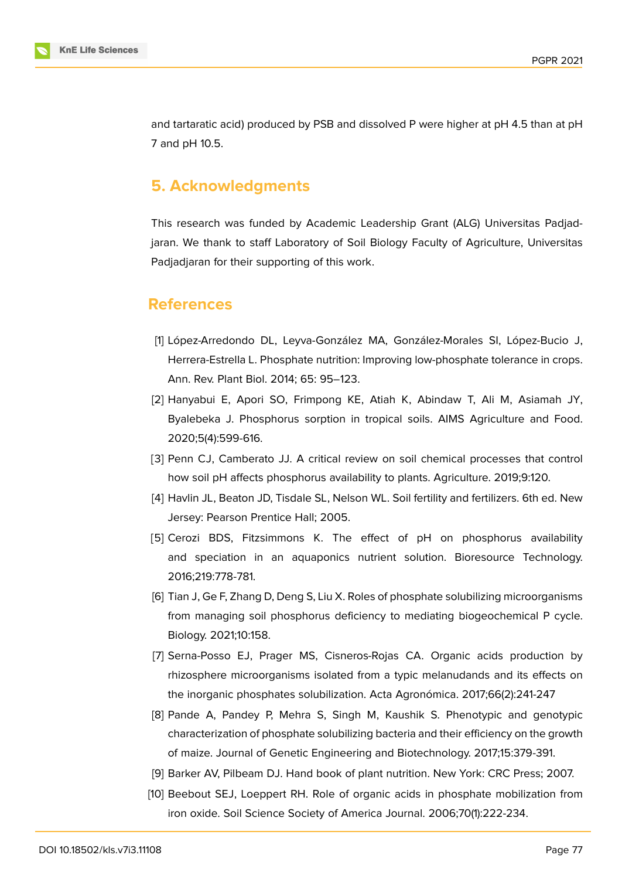and tartaratic acid) produced by PSB and dissolved P were higher at pH 4.5 than at pH 7 and pH 10.5.

## 5. Acknowledgments

This research was funded by Academic Leadership Grant (ALG) Universitas Padjadjaran. We thank to staff Laboratory of Soil Biology Faculty of Agriculture, Universitas Padjadjaran for their supporting of this work.

## References

[1] López-Arredondo DL, Leyva-González MA, González-Morales SI, López-Bucio J, Herrera-Estrella L. Phosphate nutrition: Improving low-phosphate tolerance in crops. Ann. Rev. Plant Biol. 2014; 65: 95–123.

[2] Hanyabui E, Apori SO, Frimpong KE, Atiah K, Abindaw T, Ali M, Asiamah JY, Byalebeka J. Phosphorus sorption in tropical soils. AIMS Agriculture and Food. 2020;5(4):599-616.

[3] Penn CJ, Camberato JJ. A critical review on soil chemical processes that control how soil pH affects phosphorus availability to plants. Agriculture. 2019;9:120.

[4] Havlin JL, Beaton JD, Tisdale SL, Nelson WL. Soil fertility and fertilizers. 6th ed. New Jersey: Pearson Prentice Hall; 2005.

[5] Cerozi BDS, Fitzsimmons K. The effect of pH on phosphorus availability and speciation in an aquaponics nutrient solution. Bioresource Technology. 2016;219:778-781.

[6] Tian J, Ge F, Zhang D, Deng S, Liu X. Roles of phosphate solubilizing microorganisms from managing soil phosphorus deficiency to mediating biogeochemical P cycle. Biology. 2021;10:158.

[7] Serna-Posso EJ, Prager MS, Cisneros-Rojas CA. Organic acids production by rhizosphere microorganisms isolated from a typic melanudands and its effects on the inorganic phosphates solubilization. Acta Agronómica. 2017;66(2):241-247

[8] Pande A, Pandey P, Mehra S, Singh M, Kaushik S. Phenotypic and genotypic characterization of phosphate solubilizing bacteria and their efficiency on the growth of maize. Journal of Genetic Engineering and Biotechnology. 2017;15:379-391.

[9] Barker AV, Pilbeam DJ. Hand book of plant nutrition. New York: CRC Press; 2007.

[10] Beebout SEJ, Loeppert RH. Role of organic acids in phosphate mobilization from iron oxide. Soil Science Society of America Journal. 2006;70(1):222-234.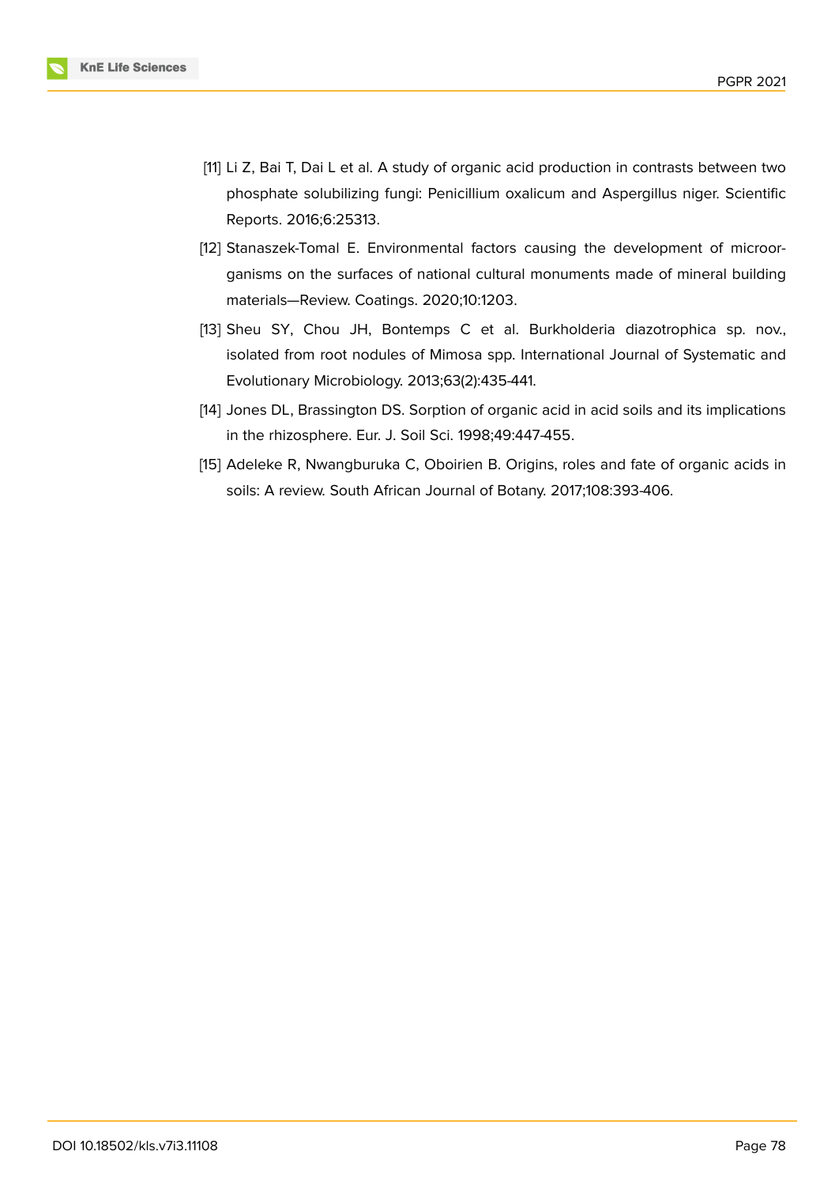[11] Li Z, Bai T, Dai L et al. A study of organic acid production in contrasts between two phosphate solubilizing fungi: Penicillium oxalicum and Aspergillus niger. Scientific Reports. 2016;6:25313.

[12] Stanaszek-Tomal E. Environmental factors causing the development of microorganisms on the surfaces of national cultural monuments made of mineral building materials—Review. Coatings. 2020;10:1203.

[13] Sheu SY, Chou JH, Bontemps C et al. Burkholderia diazotrophica sp. nov., isolated from root nodules of Mimosa spp. International Journal of Systematic and Evolutionary Microbiology. 2013;63(2):435-441.

[14] Jones DL, Brassington DS. Sorption of organic acid in acid soils and its implications in the rhizosphere. Eur. J. Soil Sci. 1998;49:447-455.

[15] Adeleke R, Nwangburuka C, Oboirien B. Origins, roles and fate of organic acids in soils: A review. South African Journal of Botany. 2017;108:393-406.